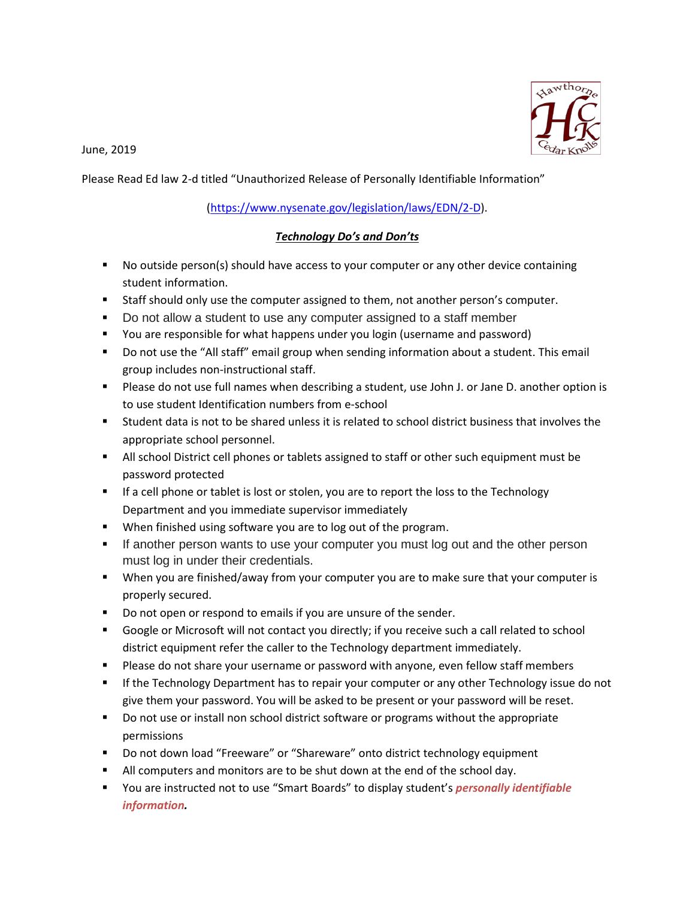June, 2019

Please Read Ed law 2-d titled "Unauthorized Release of Personally Identifiable Information"

(https://www.nysenate.gov/legislation/laws/EDN/2-D).

***Technology Do's and Don'ts***

- No outside person(s) should have access to your computer or any other device containing student information.
- Staff should only use the computer assigned to them, not another person's computer.
- Do not allow a student to use any computer assigned to a staff member
- You are responsible for what happens under you login (username and password)
- Do not use the "All staff" email group when sending information about a student. This email group includes non-instructional staff.
- Please do not use full names when describing a student, use John J. or Jane D. another option is to use student Identification numbers from e-school
- Student data is not to be shared unless it is related to school district business that involves the appropriate school personnel.
- All school District cell phones or tablets assigned to staff or other such equipment must be password protected
- If a cell phone or tablet is lost or stolen, you are to report the loss to the Technology Department and you immediate supervisor immediately
- When finished using software you are to log out of the program.
- If another person wants to use your computer you must log out and the other person must log in under their credentials.
- When you are finished/away from your computer you are to make sure that your computer is properly secured.
- Do not open or respond to emails if you are unsure of the sender.
- Google or Microsoft will not contact you directly; if you receive such a call related to school district equipment refer the caller to the Technology department immediately.
- Please do not share your username or password with anyone, even fellow staff members
- If the Technology Department has to repair your computer or any other Technology issue do not give them your password. You will be asked to be present or your password will be reset.
- Do not use or install non school district software or programs without the appropriate permissions
- Do not down load "Freeware" or "Shareware" onto district technology equipment
- All computers and monitors are to be shut down at the end of the school day.
- You are instructed not to use "Smart Boards" to display student's ***personally identifiable information.***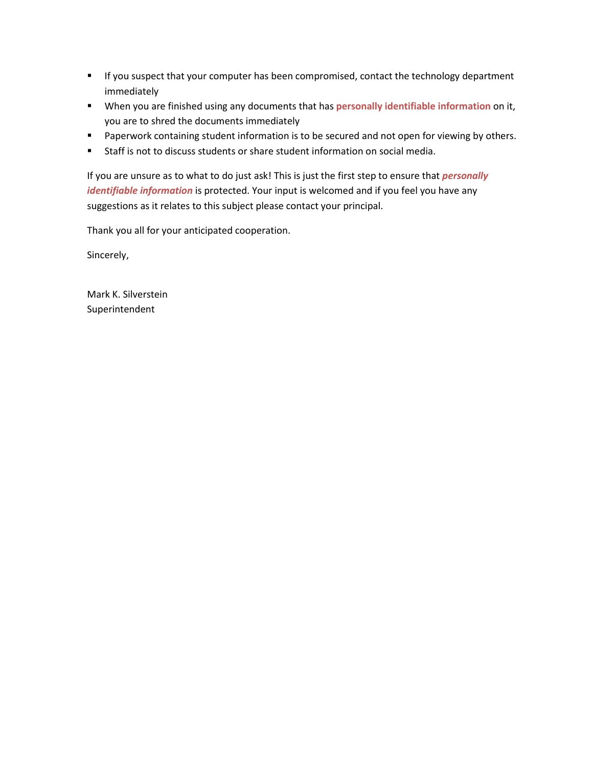- If you suspect that your computer has been compromised, contact the technology department immediately
- When you are finished using any documents that has **personally identifiable information** on it, you are to shred the documents immediately
- Paperwork containing student information is to be secured and not open for viewing by others.
- Staff is not to discuss students or share student information on social media.

If you are unsure as to what to do just ask! This is just the first step to ensure that ***personally identifiable information*** is protected. Your input is welcomed and if you feel you have any suggestions as it relates to this subject please contact your principal.

Thank you all for your anticipated cooperation.

Sincerely,

Mark K. Silverstein
Superintendent